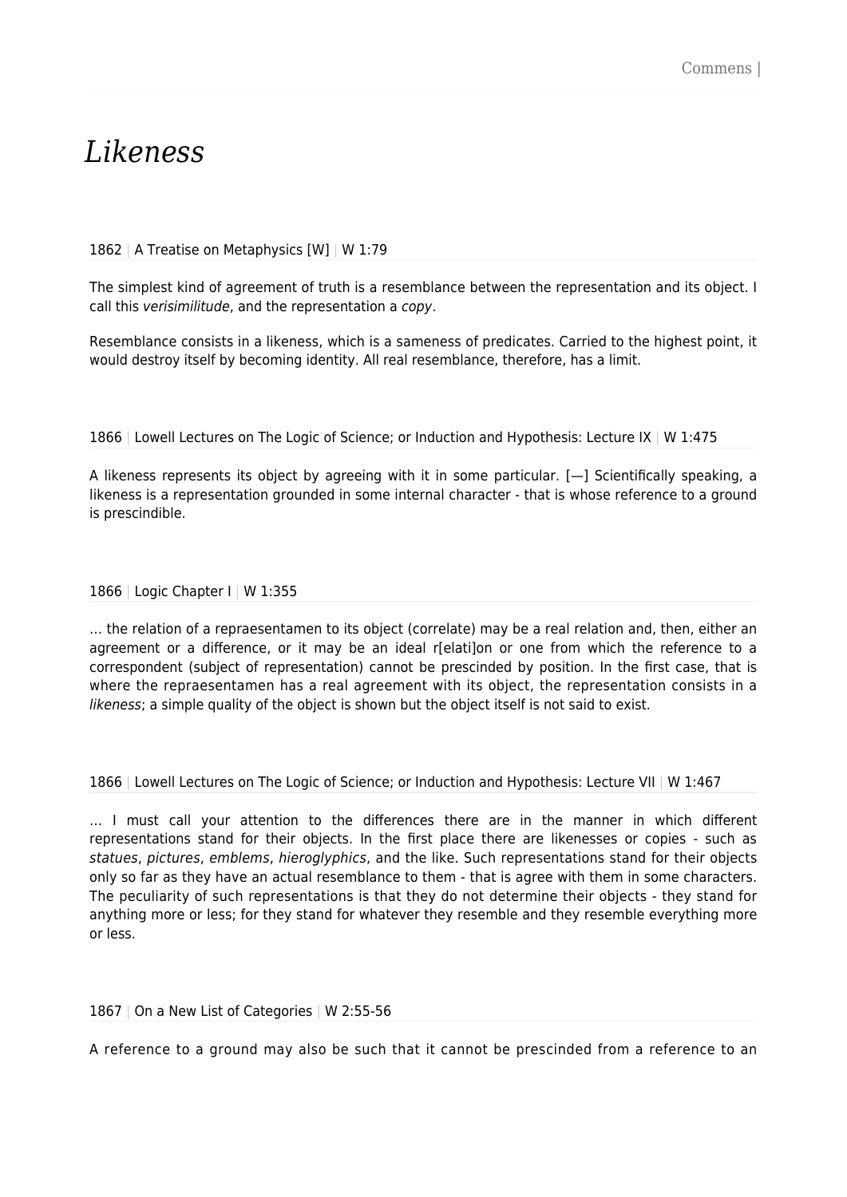# *Likeness*

1862 | A Treatise on Metaphysics [W] | W 1:79

The simplest kind of agreement of truth is a resemblance between the representation and its object. I call this *verisimilitude*, and the representation a *copy*.

Resemblance consists in a likeness, which is a sameness of predicates. Carried to the highest point, it would destroy itself by becoming identity. All real resemblance, therefore, has a limit.

1866 | Lowell Lectures on The Logic of Science; or Induction and Hypothesis: Lecture IX | W 1:475

A likeness represents its object by agreeing with it in some particular. [—] Scientifically speaking, a likeness is a representation grounded in some internal character - that is whose reference to a ground is prescindible.

1866 | Logic Chapter I | W 1:355

… the relation of a repraesentamen to its object (correlate) may be a real relation and, then, either an agreement or a difference, or it may be an ideal r[elati]on or one from which the reference to a correspondent (subject of representation) cannot be prescinded by position. In the first case, that is where the repraesentamen has a real agreement with its object, the representation consists in a *likeness*; a simple quality of the object is shown but the object itself is not said to exist.

1866 | Lowell Lectures on The Logic of Science; or Induction and Hypothesis: Lecture VII | W 1:467

… I must call your attention to the differences there are in the manner in which different representations stand for their objects. In the first place there are likenesses or copies - such as *statues*, *pictures*, *emblems*, *hieroglyphics*, and the like. Such representations stand for their objects only so far as they have an actual resemblance to them - that is agree with them in some characters. The peculiarity of such representations is that they do not determine their objects - they stand for anything more or less; for they stand for whatever they resemble and they resemble everything more or less.

1867 | On a New List of Categories | W 2:55-56

A reference to a ground may also be such that it cannot be prescinded from a reference to an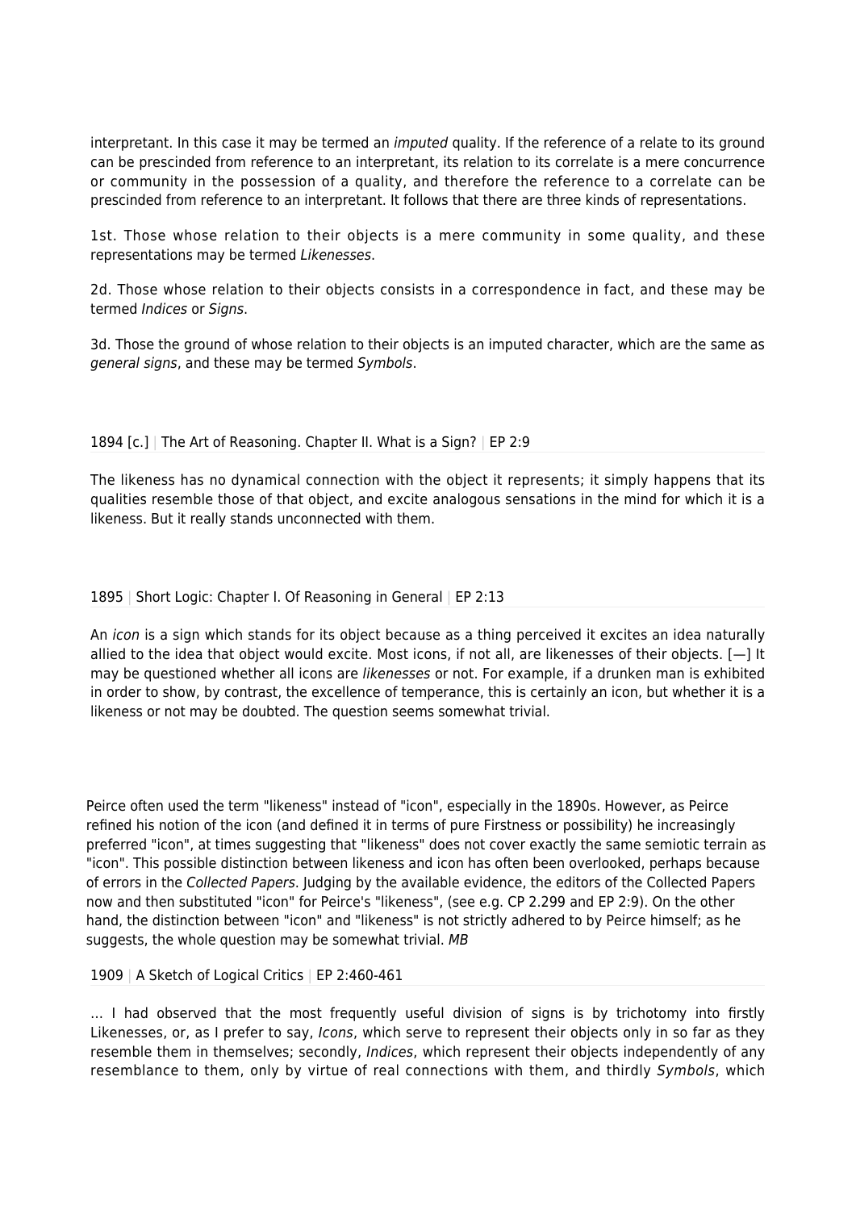interpretant. In this case it may be termed an *imputed* quality. If the reference of a relate to its ground can be prescinded from reference to an interpretant, its relation to its correlate is a mere concurrence or community in the possession of a quality, and therefore the reference to a correlate can be prescinded from reference to an interpretant. It follows that there are three kinds of representations.

1st. Those whose relation to their objects is a mere community in some quality, and these representations may be termed *Likenesses*.

2d. Those whose relation to their objects consists in a correspondence in fact, and these may be termed *Indices* or *Signs*.

3d. Those the ground of whose relation to their objects is an imputed character, which are the same as *general signs*, and these may be termed *Symbols*.

1894 [c.] | The Art of Reasoning. Chapter II. What is a Sign? | EP 2:9

The likeness has no dynamical connection with the object it represents; it simply happens that its qualities resemble those of that object, and excite analogous sensations in the mind for which it is a likeness. But it really stands unconnected with them.

1895 | Short Logic: Chapter I. Of Reasoning in General | EP 2:13

An *icon* is a sign which stands for its object because as a thing perceived it excites an idea naturally allied to the idea that object would excite. Most icons, if not all, are likenesses of their objects. [—] It may be questioned whether all icons are *likenesses* or not. For example, if a drunken man is exhibited in order to show, by contrast, the excellence of temperance, this is certainly an icon, but whether it is a likeness or not may be doubted. The question seems somewhat trivial.

Peirce often used the term "likeness" instead of "icon", especially in the 1890s. However, as Peirce refined his notion of the icon (and defined it in terms of pure Firstness or possibility) he increasingly preferred "icon", at times suggesting that "likeness" does not cover exactly the same semiotic terrain as "icon". This possible distinction between likeness and icon has often been overlooked, perhaps because of errors in the *Collected Papers*. Judging by the available evidence, the editors of the Collected Papers now and then substituted "icon" for Peirce's "likeness", (see e.g. CP 2.299 and EP 2:9). On the other hand, the distinction between "icon" and "likeness" is not strictly adhered to by Peirce himself; as he suggests, the whole question may be somewhat trivial. *MB*

1909 | A Sketch of Logical Critics | EP 2:460-461

… I had observed that the most frequently useful division of signs is by trichotomy into firstly Likenesses, or, as I prefer to say, *Icons*, which serve to represent their objects only in so far as they resemble them in themselves; secondly, *Indices*, which represent their objects independently of any resemblance to them, only by virtue of real connections with them, and thirdly *Symbols*, which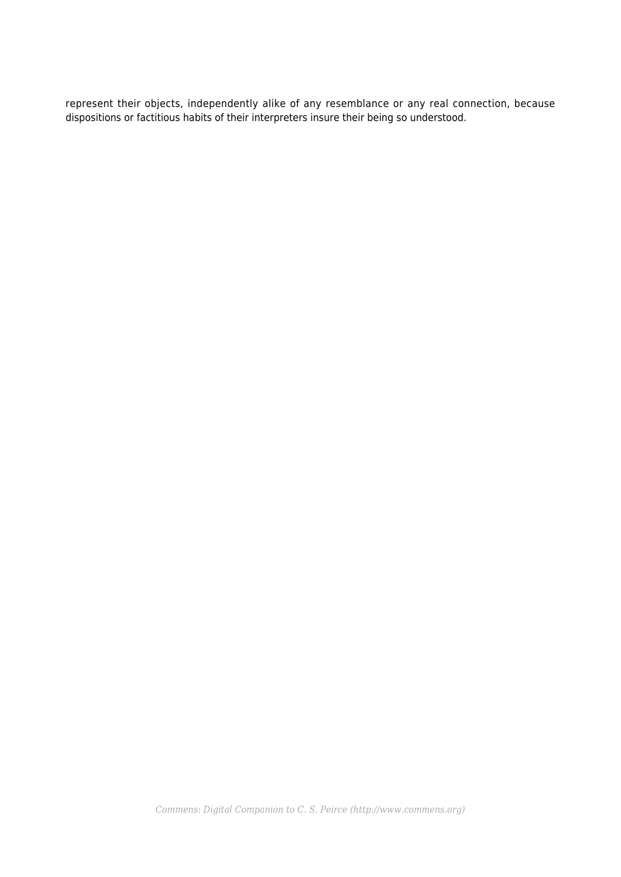represent their objects, independently alike of any resemblance or any real connection, because dispositions or factitious habits of their interpreters insure their being so understood.